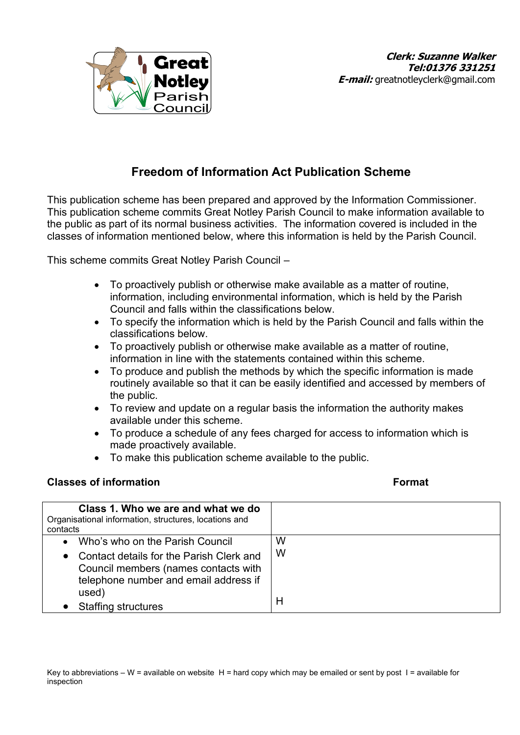**Clerk: Suzanne Walker**
**Tel:01376 331251**
***E-mail:*** greatnotleyclerk@gmail.com

## Freedom of Information Act Publication Scheme

This publication scheme has been prepared and approved by the Information Commissioner. This publication scheme commits Great Notley Parish Council to make information available to the public as part of its normal business activities. The information covered is included in the classes of information mentioned below, where this information is held by the Parish Council.

This scheme commits Great Notley Parish Council –

- To proactively publish or otherwise make available as a matter of routine, information, including environmental information, which is held by the Parish Council and falls within the classifications below.
- To specify the information which is held by the Parish Council and falls within the classifications below.
- To proactively publish or otherwise make available as a matter of routine, information in line with the statements contained within this scheme.
- To produce and publish the methods by which the specific information is made routinely available so that it can be easily identified and accessed by members of the public.
- To review and update on a regular basis the information the authority makes available under this scheme.
- To produce a schedule of any fees charged for access to information which is made proactively available.
- To make this publication scheme available to the public.

| Classes of information | Format |
|---|---|
| **Class 1. Who we are and what we do**<br>Organisational information, structures, locations and contacts | |
| • Who's who on the Parish Council | W |
| • Contact details for the Parish Clerk and Council members (names contacts with telephone number and email address if used) | W |
| • Staffing structures | H |

Key to abbreviations – W = available on website H = hard copy which may be emailed or sent by post I = available for inspection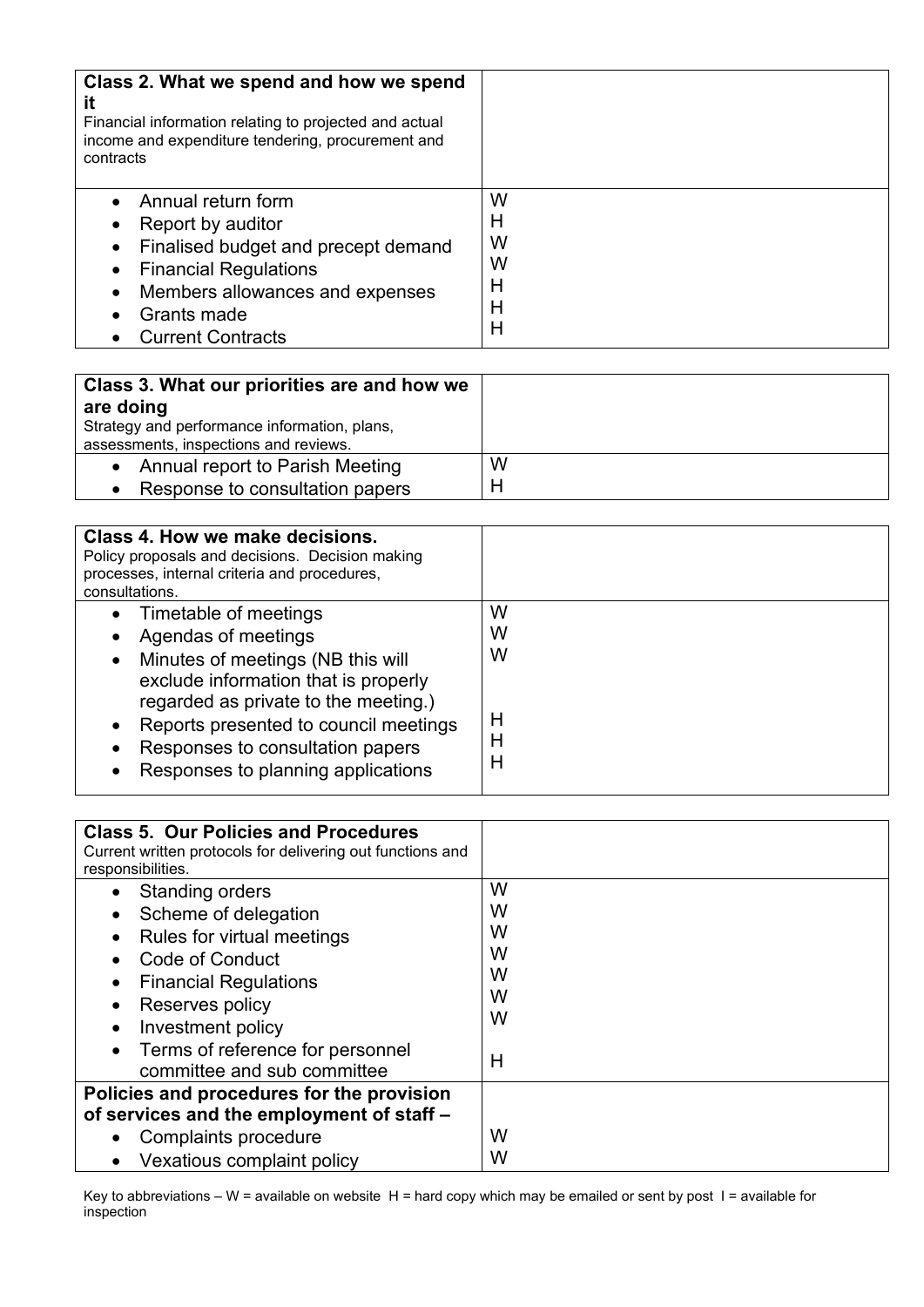| **Class 2. What we spend and how we spend it**<br>Financial information relating to projected and actual income and expenditure tendering, procurement and contracts | |
|---|---|
| • Annual return form | W |
| • Report by auditor | H |
| • Finalised budget and precept demand | W |
| • Financial Regulations | W |
| • Members allowances and expenses | H |
| • Grants made | H |
| • Current Contracts | H |

| **Class 3. What our priorities are and how we are doing**<br>Strategy and performance information, plans, assessments, inspections and reviews. | |
|---|---|
| • Annual report to Parish Meeting | W |
| • Response to consultation papers | H |

| **Class 4. How we make decisions.**<br>Policy proposals and decisions. Decision making processes, internal criteria and procedures, consultations. | |
|---|---|
| • Timetable of meetings | W |
| • Agendas of meetings | W |
| • Minutes of meetings (NB this will exclude information that is properly regarded as private to the meeting.) | W |
| • Reports presented to council meetings | H |
| • Responses to consultation papers | H |
| • Responses to planning applications | H |

| **Class 5. Our Policies and Procedures**<br>Current written protocols for delivering out functions and responsibilities. | |
|---|---|
| • Standing orders | W |
| • Scheme of delegation | W |
| • Rules for virtual meetings | W |
| • Code of Conduct | W |
| • Financial Regulations | W |
| • Reserves policy | W |
| • Investment policy | W |
| • Terms of reference for personnel committee and sub committee | H |
| **Policies and procedures for the provision of services and the employment of staff –** | |
| • Complaints procedure | W |
| • Vexatious complaint policy | W |

Key to abbreviations – W = available on website H = hard copy which may be emailed or sent by post I = available for inspection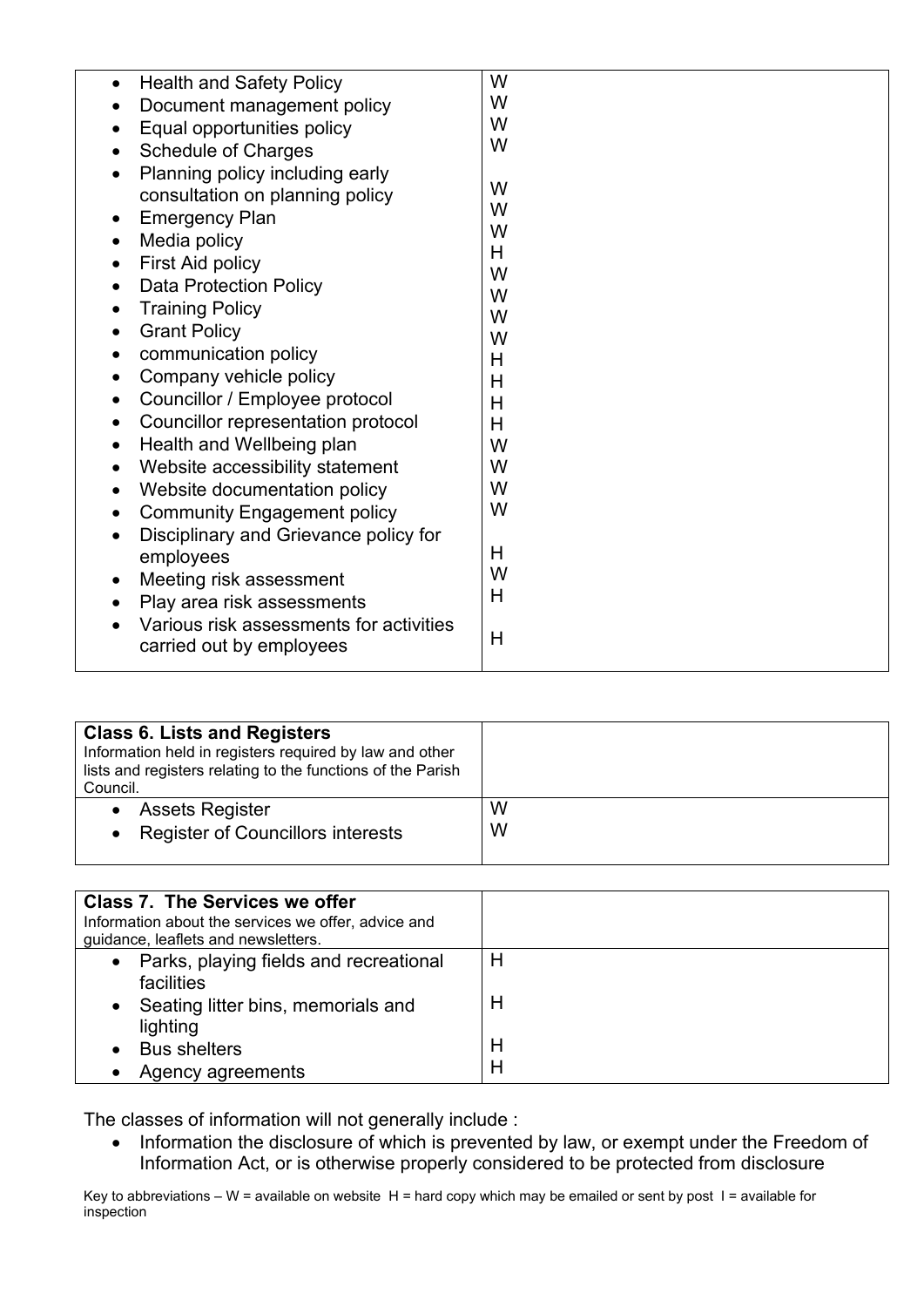| | |
|---|---|
| • Health and Safety Policy<br>• Document management policy<br>• Equal opportunities policy<br>• Schedule of Charges<br>• Planning policy including early consultation on planning policy<br>• Emergency Plan<br>• Media policy<br>• First Aid policy<br>• Data Protection Policy<br>• Training Policy<br>• Grant Policy<br>• communication policy<br>• Company vehicle policy<br>• Councillor / Employee protocol<br>• Councillor representation protocol<br>• Health and Wellbeing plan<br>• Website accessibility statement<br>• Website documentation policy<br>• Community Engagement policy<br>• Disciplinary and Grievance policy for employees<br>• Meeting risk assessment<br>• Play area risk assessments<br>• Various risk assessments for activities carried out by employees | W<br>W<br>W<br>W<br>W<br>W<br>W<br>H<br>W<br>W<br>W<br>W<br>H<br>H<br>H<br>H<br>W<br>W<br>W<br>W<br>H<br>W<br>H<br>H |

| **Class 6. Lists and Registers**<br>Information held in registers required by law and other lists and registers relating to the functions of the Parish Council. | |
|---|---|
| • Assets Register | W |
| • Register of Councillors interests | W |

| **Class 7. The Services we offer**<br>Information about the services we offer, advice and guidance, leaflets and newsletters. | |
|---|---|
| • Parks, playing fields and recreational facilities | H |
| • Seating litter bins, memorials and lighting | H |
| • Bus shelters | H |
| • Agency agreements | H |

The classes of information will not generally include :

- Information the disclosure of which is prevented by law, or exempt under the Freedom of Information Act, or is otherwise properly considered to be protected from disclosure

Key to abbreviations – W = available on website H = hard copy which may be emailed or sent by post I = available for inspection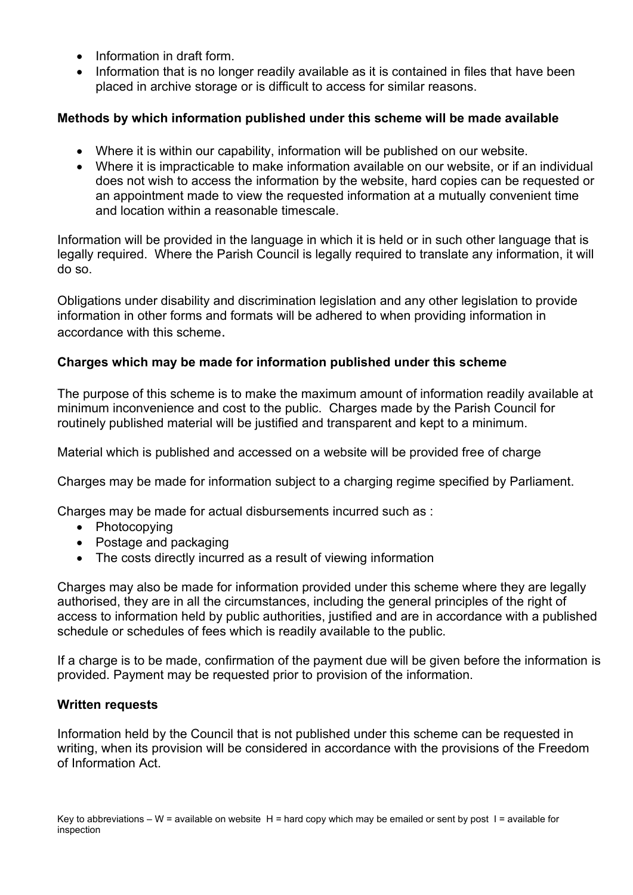- Information in draft form.
- Information that is no longer readily available as it is contained in files that have been placed in archive storage or is difficult to access for similar reasons.

**Methods by which information published under this scheme will be made available**

- Where it is within our capability, information will be published on our website.
- Where it is impracticable to make information available on our website, or if an individual does not wish to access the information by the website, hard copies can be requested or an appointment made to view the requested information at a mutually convenient time and location within a reasonable timescale.

Information will be provided in the language in which it is held or in such other language that is legally required. Where the Parish Council is legally required to translate any information, it will do so.

Obligations under disability and discrimination legislation and any other legislation to provide information in other forms and formats will be adhered to when providing information in accordance with this scheme.

**Charges which may be made for information published under this scheme**

The purpose of this scheme is to make the maximum amount of information readily available at minimum inconvenience and cost to the public. Charges made by the Parish Council for routinely published material will be justified and transparent and kept to a minimum.

Material which is published and accessed on a website will be provided free of charge

Charges may be made for information subject to a charging regime specified by Parliament.

Charges may be made for actual disbursements incurred such as :

- Photocopying
- Postage and packaging
- The costs directly incurred as a result of viewing information

Charges may also be made for information provided under this scheme where they are legally authorised, they are in all the circumstances, including the general principles of the right of access to information held by public authorities, justified and are in accordance with a published schedule or schedules of fees which is readily available to the public.

If a charge is to be made, confirmation of the payment due will be given before the information is provided. Payment may be requested prior to provision of the information.

**Written requests**

Information held by the Council that is not published under this scheme can be requested in writing, when its provision will be considered in accordance with the provisions of the Freedom of Information Act.

Key to abbreviations – W = available on website H = hard copy which may be emailed or sent by post I = available for inspection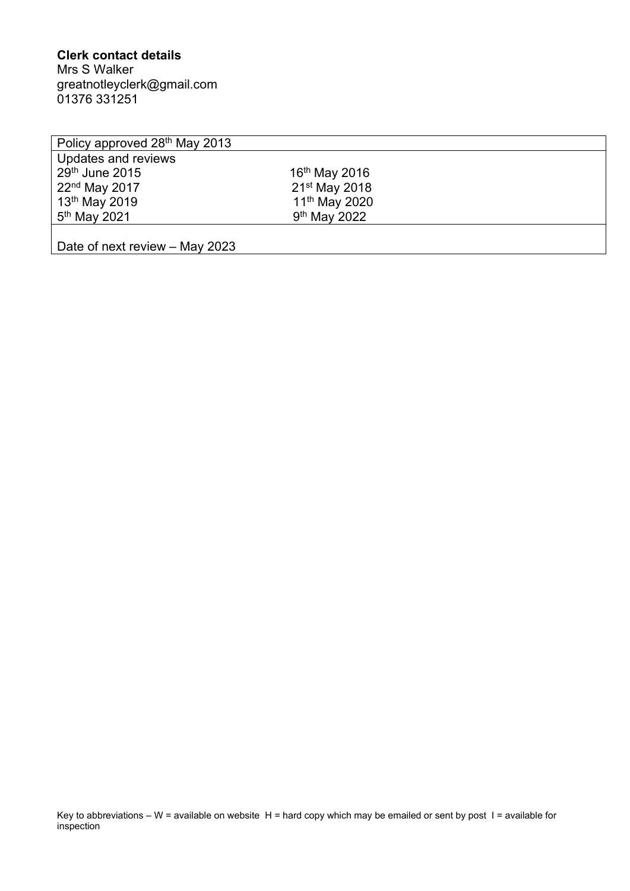**Clerk contact details**
Mrs S Walker
greatnotleyclerk@gmail.com
01376 331251

| | |
|---|---|
| Policy approved 28th May 2013 | |
| Updates and reviews | |
| 29th June 2015 | 16th May 2016 |
| 22nd May 2017 | 21st May 2018 |
| 13th May 2019 | 11th May 2020 |
| 5th May 2021 | 9th May 2022 |
| Date of next review – May 2023 | |

Key to abbreviations – W = available on website H = hard copy which may be emailed or sent by post I = available for inspection